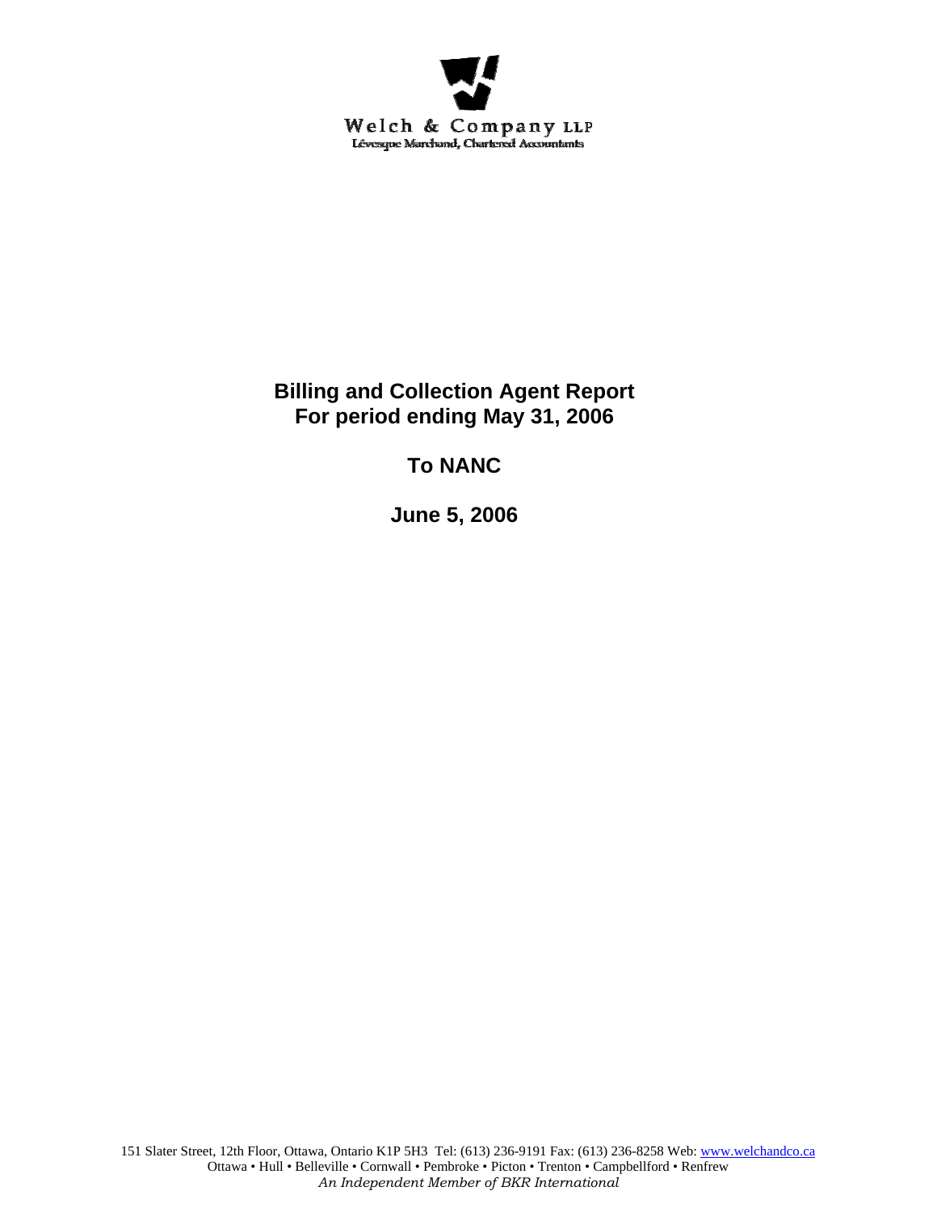Welch & Company LLP
Lévesque Marchand, Chartered Accountants

# Billing and Collection Agent Report
# For period ending May 31, 2006

## To NANC

## June 5, 2006

151 Slater Street, 12th Floor, Ottawa, Ontario K1P 5H3 Tel: (613) 236-9191 Fax: (613) 236-8258 Web: www.welchandco.ca
Ottawa • Hull • Belleville • Cornwall • Pembroke • Picton • Trenton • Campbellford • Renfrew
*An Independent Member of BKR International*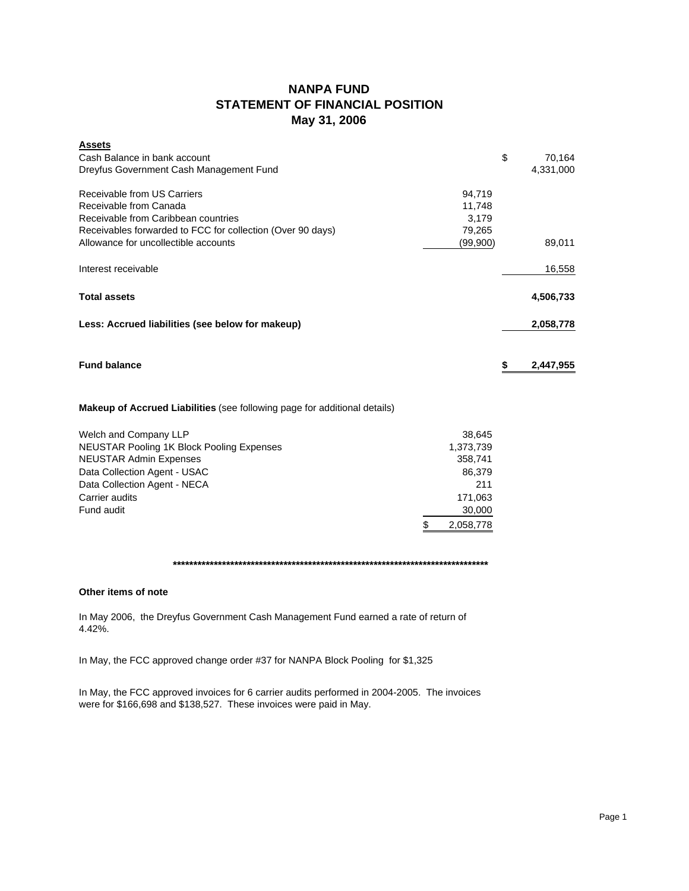# NANPA FUND
## STATEMENT OF FINANCIAL POSITION
## May 31, 2006

| **Assets** | | |
|---|---|---|
| Cash Balance in bank account | | $ 70,164 |
| Dreyfus Government Cash Management Fund | | 4,331,000 |
| | | |
| Receivable from US Carriers | 94,719 | |
| Receivable from Canada | 11,748 | |
| Receivable from Caribbean countries | 3,179 | |
| Receivables forwarded to FCC for collection (Over 90 days) | 79,265 | |
| Allowance for uncollectible accounts | (99,900) | 89,011 |
| | | |
| Interest receivable | | 16,558 |
| | | |
| **Total assets** | | **4,506,733** |
| | | |
| **Less: Accrued liabilities (see below for makeup)** | | **2,058,778** |
| | | |
| **Fund balance** | | **$ 2,447,955** |

**Makeup of Accrued Liabilities** (see following page for additional details)

| | |
|---|---|
| Welch and Company LLP | 38,645 |
| NEUSTAR Pooling 1K Block Pooling Expenses | 1,373,739 |
| NEUSTAR Admin Expenses | 358,741 |
| Data Collection Agent - USAC | 86,379 |
| Data Collection Agent - NECA | 211 |
| Carrier audits | 171,063 |
| Fund audit | 30,000 |
| | $ 2,058,778 |

********************************************************************************

**Other items of note**

In May 2006, the Dreyfus Government Cash Management Fund earned a rate of return of 4.42%.

In May, the FCC approved change order #37 for NANPA Block Pooling for $1,325

In May, the FCC approved invoices for 6 carrier audits performed in 2004-2005. The invoices were for $166,698 and $138,527. These invoices were paid in May.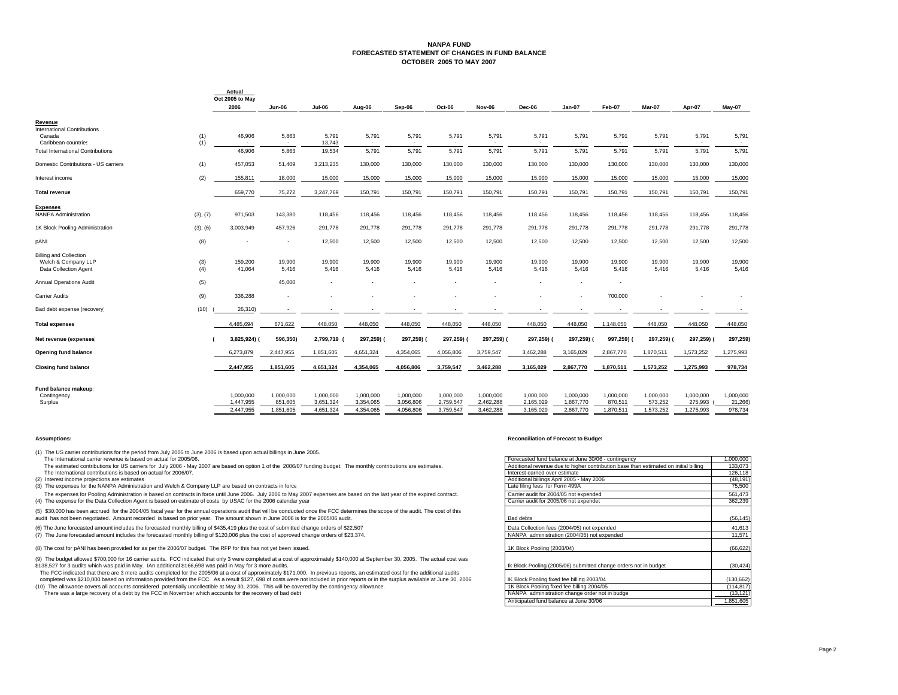# NANPA FUND
## FORECASTED STATEMENT OF CHANGES IN FUND BALANCE
## OCTOBER 2005 TO MAY 2007

| | | Actual Oct 2005 to May 2006 | Jun-06 | Jul-06 | Aug-06 | Sep-06 | Oct-06 | Nov-06 | Dec-06 | Jan-07 | Feb-07 | Mar-07 | Apr-07 | May-07 |
|---|---|---|---|---|---|---|---|---|---|---|---|---|---|---|
| **Revenue** | | | | | | | | | | | | | | |
| International Contributions | | | | | | | | | | | | | | |
| Canada | (1) | 46,906 | 5,863 | 5,791 | 5,791 | 5,791 | 5,791 | 5,791 | 5,791 | 5,791 | 5,791 | 5,791 | 5,791 | 5,791 |
| Caribbean countries | (1) | - | - | 13,743 | - | - | - | - | - | - | - | - | - | - |
| Total International Contributions | | 46,906 | 5,863 | 19,534 | 5,791 | 5,791 | 5,791 | 5,791 | 5,791 | 5,791 | 5,791 | 5,791 | 5,791 | 5,791 |
| Domestic Contributions - US carriers | (1) | 457,053 | 51,409 | 3,213,235 | 130,000 | 130,000 | 130,000 | 130,000 | 130,000 | 130,000 | 130,000 | 130,000 | 130,000 | 130,000 |
| Interest income | (2) | 155,811 | 18,000 | 15,000 | 15,000 | 15,000 | 15,000 | 15,000 | 15,000 | 15,000 | 15,000 | 15,000 | 15,000 | 15,000 |
| **Total revenue** | | 659,770 | 75,272 | 3,247,769 | 150,791 | 150,791 | 150,791 | 150,791 | 150,791 | 150,791 | 150,791 | 150,791 | 150,791 | 150,791 |
| **Expenses** | | | | | | | | | | | | | | |
| NANPA Administration | (3), (7) | 971,503 | 143,380 | 118,456 | 118,456 | 118,456 | 118,456 | 118,456 | 118,456 | 118,456 | 118,456 | 118,456 | 118,456 | 118,456 |
| 1K Block Pooling Administration | (3), (6) | 3,003,949 | 457,926 | 291,778 | 291,778 | 291,778 | 291,778 | 291,778 | 291,778 | 291,778 | 291,778 | 291,778 | 291,778 | 291,778 |
| pANI | (8) | - | - | 12,500 | 12,500 | 12,500 | 12,500 | 12,500 | 12,500 | 12,500 | 12,500 | 12,500 | 12,500 | 12,500 |
| Billing and Collection | | | | | | | | | | | | | | |
| Welch & Company LLP | (3) | 159,200 | 19,900 | 19,900 | 19,900 | 19,900 | 19,900 | 19,900 | 19,900 | 19,900 | 19,900 | 19,900 | 19,900 | 19,900 |
| Data Collection Agent | (4) | 41,064 | 5,416 | 5,416 | 5,416 | 5,416 | 5,416 | 5,416 | 5,416 | 5,416 | 5,416 | 5,416 | 5,416 | 5,416 |
| Annual Operations Audit | (5) | | 45,000 | - | - | - | - | - | - | - | - | | | |
| Carrier Audits | (9) | 336,288 | - | - | - | - | - | - | - | - | 700,000 | - | - | - |
| Bad debt expense (recovery) | (10) | (26,310) | - | - | - | - | - | - | - | - | - | - | - | - |
| **Total expenses** | | 4,485,694 | 671,622 | 448,050 | 448,050 | 448,050 | 448,050 | 448,050 | 448,050 | 448,050 | 1,148,050 | 448,050 | 448,050 | 448,050 |
| **Net revenue (expenses)** | | **(3,825,924)** | **(596,350)** | **2,799,719** | **(297,259)** | **(297,259)** | **(297,259)** | **(297,259)** | **(297,259)** | **(297,259)** | **(997,259)** | **(297,259)** | **(297,259)** | **(297,259)** |
| **Opening fund balance** | | 6,273,879 | 2,447,955 | 1,851,605 | 4,651,324 | 4,354,065 | 4,056,806 | 3,759,547 | 3,462,288 | 3,165,029 | 2,867,770 | 1,870,511 | 1,573,252 | 1,275,993 |
| **Closing fund balance** | | **2,447,955** | **1,851,605** | **4,651,324** | **4,354,065** | **4,056,806** | **3,759,547** | **3,462,288** | **3,165,029** | **2,867,770** | **1,870,511** | **1,573,252** | **1,275,993** | **978,734** |
| **Fund balance makeup:** | | | | | | | | | | | | | | |
| Contingency | | 1,000,000 | 1,000,000 | 1,000,000 | 1,000,000 | 1,000,000 | 1,000,000 | 1,000,000 | 1,000,000 | 1,000,000 | 1,000,000 | 1,000,000 | 1,000,000 | 1,000,000 |
| Surplus | | 1,447,955 | 851,605 | 3,651,324 | 3,354,065 | 3,056,806 | 2,759,547 | 2,462,288 | 2,165,029 | 1,867,770 | 870,511 | 573,252 | 275,993 | (21,266) |
| | | 2,447,955 | 1,851,605 | 4,651,324 | 4,354,065 | 4,056,806 | 3,759,547 | 3,462,288 | 3,165,029 | 2,867,770 | 1,870,511 | 1,573,252 | 1,275,993 | 978,734 |

**Assumptions:**

(1) The US carrier contributions for the period from July 2005 to June 2006 is based upon actual billings in June 2005.
The International carrier revenue is based on actual for 2005/06.
The estimated contributions for US carriers for July 2006 - May 2007 are based on option 1 of the 2006/07 funding budget. The monthly contributions are estimates.
The International contributions is based on actual for 2006/07.

(2) Interest income projections are estimates

(3) The expenses for the NANPA Administration and Welch & Company LLP are based on contracts in force
The expenses for Pooling Administration is based on contracts in force until June 2006. July 2006 to May 2007 expenses are based on the last year of the expired contract.

(4) The expense for the Data Collection Agent is based on estimate of costs by USAC for the 2006 calendar year

(5) $30,000 has been accrued for the 2004/05 fiscal year for the annual operations audit that will be conducted once the FCC determines the scope of the audit. The cost of this audit has not been negotiated. Amount recorded is based on prior year. The amount shown in June 2006 is for the 2005/06 audit.

(6) The June forecasted amount includes the forecasted monthly billing of $435,419 plus the cost of submitted change orders of $22,507

(7) The June forecasted amount includes the forecasted monthly billing of $120,006 plus the cost of approved change orders of $23,374.

(8) The cost for pANI has been provided for as per the 2006/07 budget. The RFP for this has not yet been issued.

(9) The budget allowed $700,000 for 16 carrier audits. FCC indicated that only 3 were completed at a cost of approximately $140,000 at September 30, 2005. The actual cost was $138,527 for 3 audits which was paid in May. IAn additional $166,698 was paid in May for 3 more audits.
The FCC indicated that there are 3 more audits completed for the 2005/06 at a cost of approximately $171,000. In previous reports, an estimated cost for the additional audits completed was $210,000 based on information provided from the FCC. As a result $127, 698 of costs were not included in prior reports or in the surplus available at June 30, 2006

(10) The allowance covers all accounts considered potentially uncollectible at May 30, 2006. This will be covered by the contingency allowance.
There was a large recovery of a debt by the FCC in November which accounts for the recovery of bad debt

**Reconciliation of Forecast to Budget**

| Item | Amount |
|---|---|
| Forecasted fund balance at June 30/06 - contingency | 1,000,000 |
| Additional revenue due to higher contribution base than estimated on initial billing | 133,073 |
| Interest earned over estimate | 126,118 |
| Additional billings April 2005 - May 2006 | (48,191) |
| Late filing fees for Form 499A | 75,500 |
| Carrier audit for 2004/05 not expended | 561,473 |
| Carrier audit for 2005/06 not expended | 362,239 |
| Bad debts | (56,145) |
| Data Collection fees (2004/05) not expended | 41,613 |
| NANPA administration (2004/05) not expended | 11,571 |
| 1K Block Pooling (2003/04) | (66,622) |
| Ik Block Pooling (2005/06) submitted change orders not in budget | (30,424) |
| IK Block Pooling fixed fee billing 2003/04 | (130,662) |
| 1K Block Pooling fixed fee billing 2004/05 | (114,817) |
| NANPA administration change order not in budge | (13,121) |
| Anticipated fund balance at June 30/06 | 1,851,605 |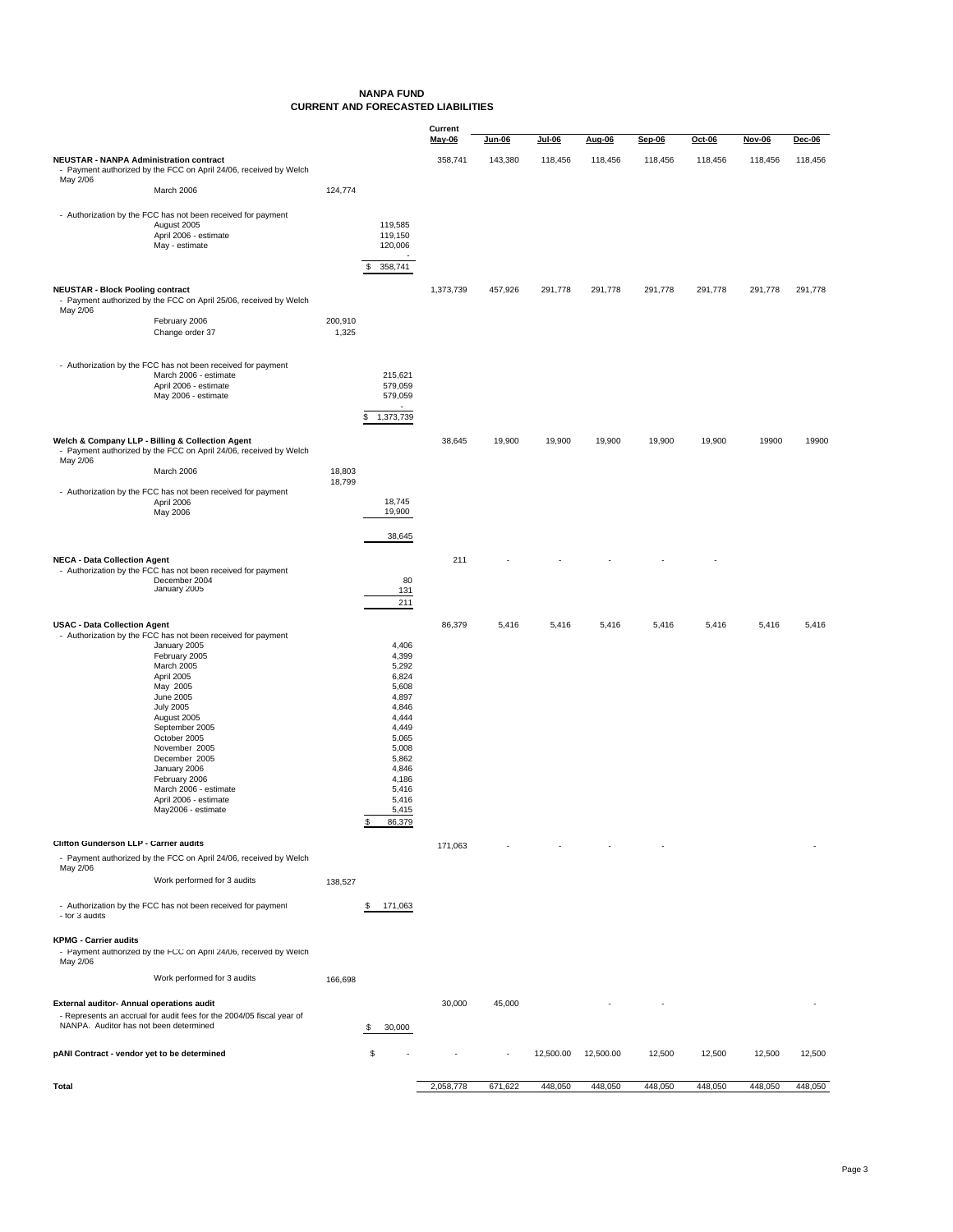# NANPA FUND
## CURRENT AND FORECASTED LIABILITIES

| | | | | Current May-06 | Jun-06 | Jul-06 | Aug-06 | Sep-06 | Oct-06 | Nov-06 | Dec-06 |
|---|---|---|---|---|---|---|---|---|---|---|---|
| **NEUSTAR - NANPA Administration contract** | | | | 358,741 | 143,380 | 118,456 | 118,456 | 118,456 | 118,456 | 118,456 | 118,456 |
| - Payment authorized by the FCC on April 24/06, received by Welch May 2/06 | | | | | | | | | | | |
| | March 2006 | 124,774 | | | | | | | | | |
| - Authorization by the FCC has not been received for payment | | | | | | | | | | | |
| | August 2005 | | 119,585 | | | | | | | | |
| | April 2006 - estimate | | 119,150 | | | | | | | | |
| | May - estimate | | 120,006 | | | | | | | | |
| | | | - | | | | | | | | |
| | | | $ 358,741 | | | | | | | | |
| **NEUSTAR - Block Pooling contract** | | | | 1,373,739 | 457,926 | 291,778 | 291,778 | 291,778 | 291,778 | 291,778 | 291,778 |
| - Payment authorized by the FCC on April 25/06, received by Welch May 2/06 | | | | | | | | | | | |
| | February 2006 | 200,910 | | | | | | | | | |
| | Change order 37 | 1,325 | | | | | | | | | |
| - Authorization by the FCC has not been received for payment | | | | | | | | | | | |
| | March 2006 - estimate | | 215,621 | | | | | | | | |
| | April 2006 - estimate | | 579,059 | | | | | | | | |
| | May 2006 - estimate | | 579,059 | | | | | | | | |
| | | | - | | | | | | | | |
| | | | $ 1,373,739 | | | | | | | | |
| **Welch & Company LLP - Billing & Collection Agent** | | | | 38,645 | 19,900 | 19,900 | 19,900 | 19,900 | 19,900 | 19900 | 19900 |
| - Payment authorized by the FCC on April 24/06, received by Welch May 2/06 | | | | | | | | | | | |
| | March 2006 | 18,803 | | | | | | | | | |
| | | 18,799 | | | | | | | | | |
| - Authorization by the FCC has not been received for payment | | | | | | | | | | | |
| | April 2006 | | 18,745 | | | | | | | | |
| | May 2006 | | 19,900 | | | | | | | | |
| | | | 38,645 | | | | | | | | |
| **NECA - Data Collection Agent** | | | | 211 | - | - | - | - | - | | |
| - Authorization by the FCC has not been received for payment | | | | | | | | | | | |
| | December 2004 | | 80 | | | | | | | | |
| | January 2005 | | 131 | | | | | | | | |
| | | | 211 | | | | | | | | |
| **USAC - Data Collection Agent** | | | | 86,379 | 5,416 | 5,416 | 5,416 | 5,416 | 5,416 | 5,416 | 5,416 |
| - Authorization by the FCC has not been received for payment | | | | | | | | | | | |
| | January 2005 | | 4,406 | | | | | | | | |
| | February 2005 | | 4,399 | | | | | | | | |
| | March 2005 | | 5,292 | | | | | | | | |
| | April 2005 | | 6,824 | | | | | | | | |
| | May 2005 | | 5,608 | | | | | | | | |
| | June 2005 | | 4,897 | | | | | | | | |
| | July 2005 | | 4,846 | | | | | | | | |
| | August 2005 | | 4,444 | | | | | | | | |
| | September 2005 | | 4,449 | | | | | | | | |
| | October 2005 | | 5,065 | | | | | | | | |
| | November 2005 | | 5,008 | | | | | | | | |
| | December 2005 | | 5,862 | | | | | | | | |
| | January 2006 | | 4,846 | | | | | | | | |
| | February 2006 | | 4,186 | | | | | | | | |
| | March 2006 - estimate | | 5,416 | | | | | | | | |
| | April 2006 - estimate | | 5,416 | | | | | | | | |
| | May2006 - estimate | | 5,415 | | | | | | | | |
| | | | $ 86,379 | | | | | | | | |
| **Clifton Gunderson LLP - Carrier audits** | | | | 171,063 | - | - | - | - | | | - |
| - Payment authorized by the FCC on April 24/06, received by Welch May 2/06 | | | | | | | | | | | |
| | Work performed for 3 audits | 138,527 | | | | | | | | | |
| - Authorization by the FCC has not been received for payment - for 3 audits | | | $ 171,063 | | | | | | | | |
| **KPMG - Carrier audits** | | | | | | | | | | | |
| - Payment authorized by the FCC on April 24/06, received by Welch May 2/06 | | | | | | | | | | | |
| | Work performed for 3 audits | 166,698 | | | | | | | | | |
| **External auditor- Annual operations audit** | | | | 30,000 | 45,000 | | - | - | | | - |
| - Represents an accrual for audit fees for the 2004/05 fiscal year of NANPA. Auditor has not been determined | | | $ 30,000 | | | | | | | | |
| **pANI Contract - vendor yet to be determined** | | | $ - | - | - | 12,500.00 | 12,500.00 | 12,500 | 12,500 | 12,500 | 12,500 |
| **Total** | | | | 2,058,778 | 671,622 | 448,050 | 448,050 | 448,050 | 448,050 | 448,050 | 448,050 |